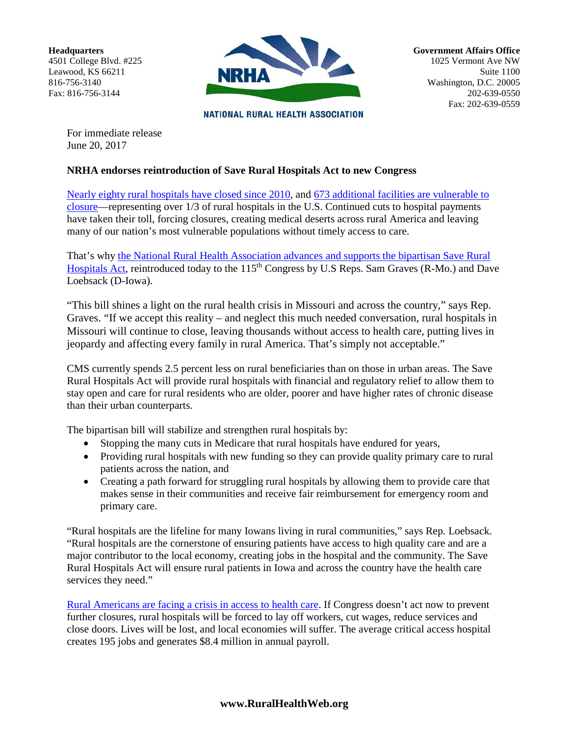**Headquarters**
4501 College Blvd. #225
Leawood, KS 66211
816-756-3140
Fax: 816-756-3144

NRHA
NATIONAL RURAL HEALTH ASSOCIATION

**Government Affairs Office**
1025 Vermont Ave NW
Suite 1100
Washington, D.C. 20005
202-639-0550
Fax: 202-639-0559

For immediate release
June 20, 2017

**NRHA endorses reintroduction of Save Rural Hospitals Act to new Congress**

Nearly eighty rural hospitals have closed since 2010, and 673 additional facilities are vulnerable to closure—representing over 1/3 of rural hospitals in the U.S. Continued cuts to hospital payments have taken their toll, forcing closures, creating medical deserts across rural America and leaving many of our nation's most vulnerable populations without timely access to care.

That's why the National Rural Health Association advances and supports the bipartisan Save Rural Hospitals Act, reintroduced today to the 115th Congress by U.S Reps. Sam Graves (R-Mo.) and Dave Loebsack (D-Iowa).

"This bill shines a light on the rural health crisis in Missouri and across the country," says Rep. Graves. "If we accept this reality – and neglect this much needed conversation, rural hospitals in Missouri will continue to close, leaving thousands without access to health care, putting lives in jeopardy and affecting every family in rural America. That's simply not acceptable."

CMS currently spends 2.5 percent less on rural beneficiaries than on those in urban areas. The Save Rural Hospitals Act will provide rural hospitals with financial and regulatory relief to allow them to stay open and care for rural residents who are older, poorer and have higher rates of chronic disease than their urban counterparts.

The bipartisan bill will stabilize and strengthen rural hospitals by:

- Stopping the many cuts in Medicare that rural hospitals have endured for years,
- Providing rural hospitals with new funding so they can provide quality primary care to rural patients across the nation, and
- Creating a path forward for struggling rural hospitals by allowing them to provide care that makes sense in their communities and receive fair reimbursement for emergency room and primary care.

"Rural hospitals are the lifeline for many Iowans living in rural communities," says Rep. Loebsack. "Rural hospitals are the cornerstone of ensuring patients have access to high quality care and are a major contributor to the local economy, creating jobs in the hospital and the community. The Save Rural Hospitals Act will ensure rural patients in Iowa and across the country have the health care services they need."

Rural Americans are facing a crisis in access to health care. If Congress doesn't act now to prevent further closures, rural hospitals will be forced to lay off workers, cut wages, reduce services and close doors. Lives will be lost, and local economies will suffer. The average critical access hospital creates 195 jobs and generates $8.4 million in annual payroll.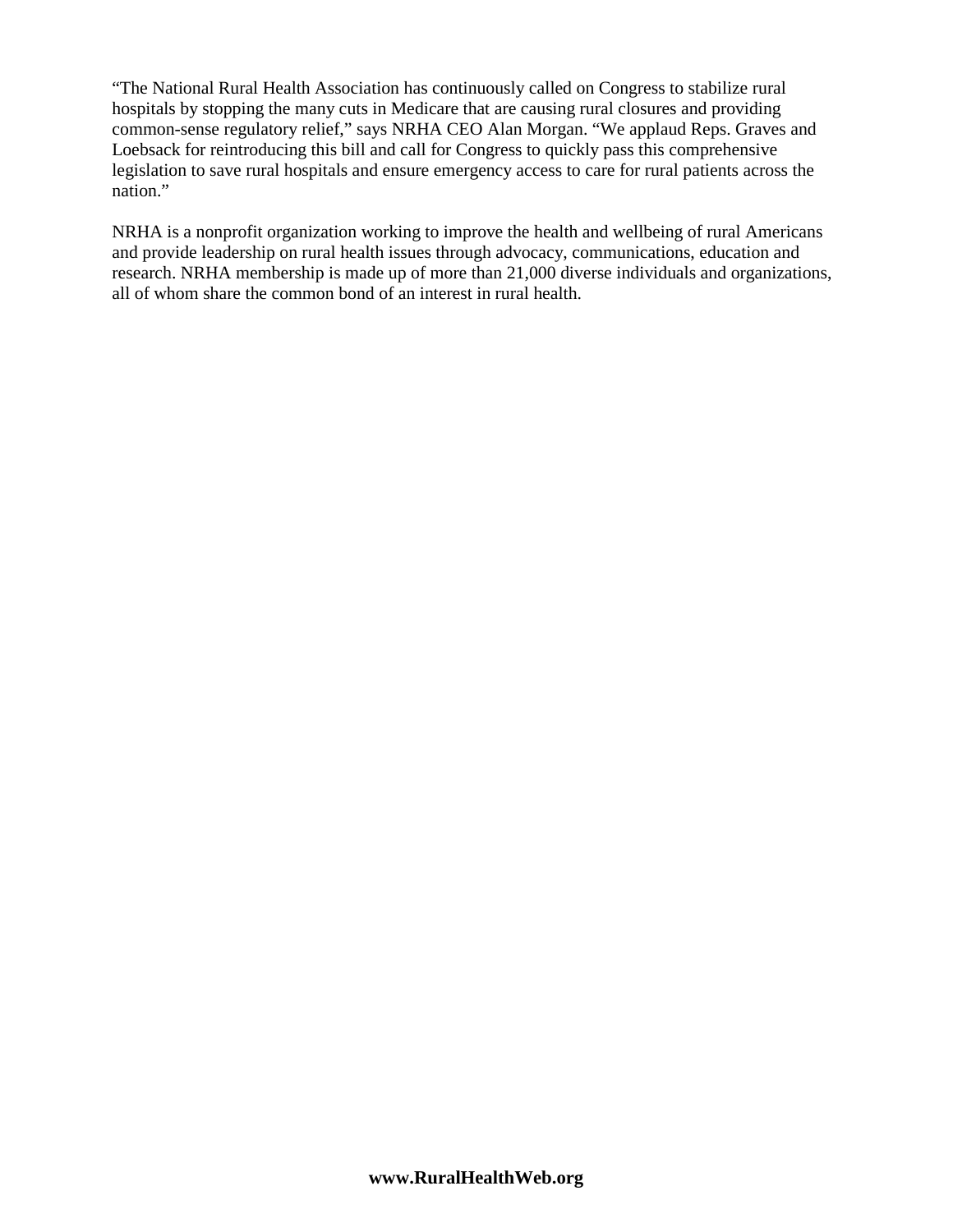"The National Rural Health Association has continuously called on Congress to stabilize rural hospitals by stopping the many cuts in Medicare that are causing rural closures and providing common-sense regulatory relief," says NRHA CEO Alan Morgan. "We applaud Reps. Graves and Loebsack for reintroducing this bill and call for Congress to quickly pass this comprehensive legislation to save rural hospitals and ensure emergency access to care for rural patients across the nation."

NRHA is a nonprofit organization working to improve the health and wellbeing of rural Americans and provide leadership on rural health issues through advocacy, communications, education and research. NRHA membership is made up of more than 21,000 diverse individuals and organizations, all of whom share the common bond of an interest in rural health.

**www.RuralHealthWeb.org**